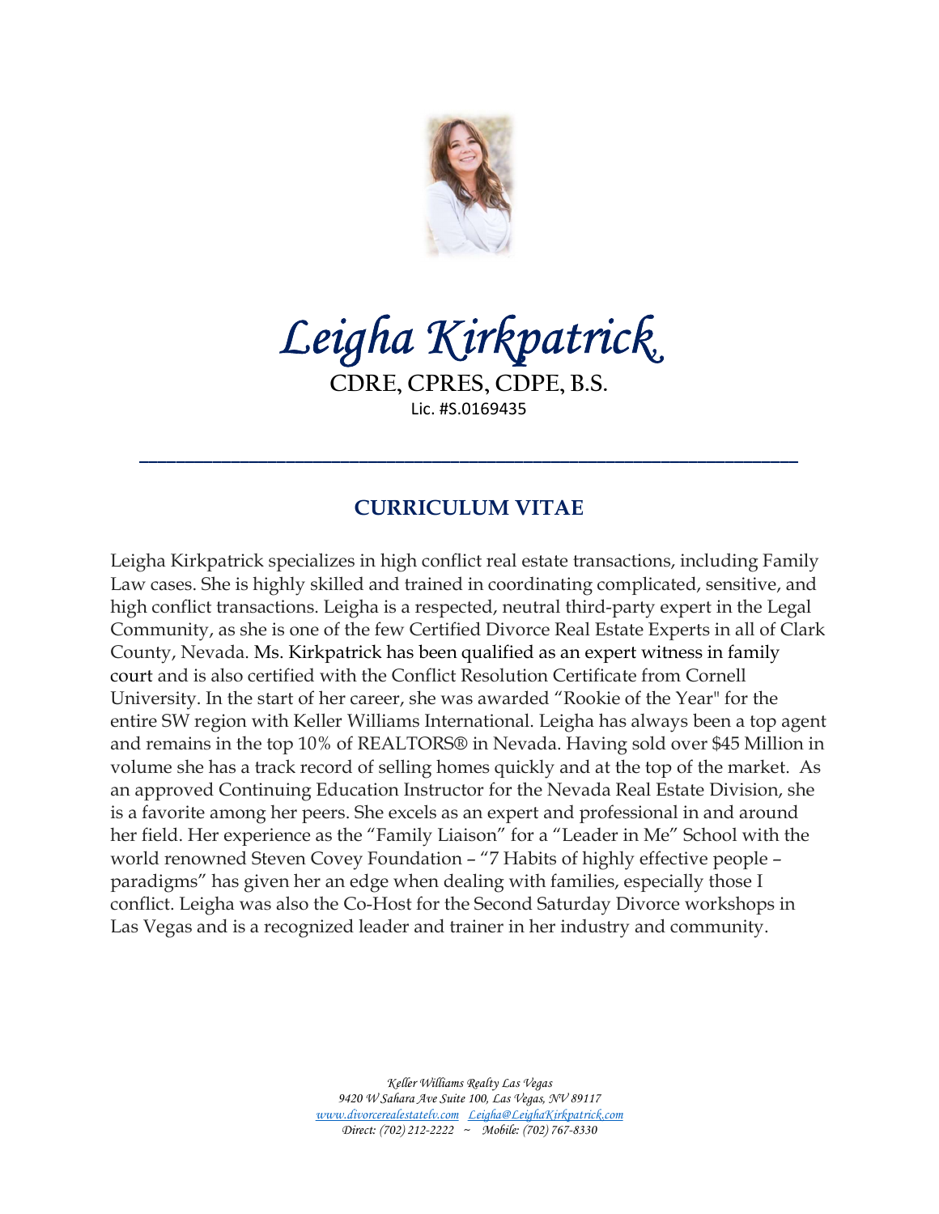# Leigha Kirkpatrick

**CDRE, CPRES, CDPE, B.S.**

Lic. #S.0169435

---

## CURRICULUM VITAE

Leigha Kirkpatrick specializes in high conflict real estate transactions, including Family Law cases. She is highly skilled and trained in coordinating complicated, sensitive, and high conflict transactions. Leigha is a respected, neutral third-party expert in the Legal Community, as she is one of the few Certified Divorce Real Estate Experts in all of Clark County, Nevada. Ms. Kirkpatrick has been qualified as an expert witness in family court and is also certified with the Conflict Resolution Certificate from Cornell University. In the start of her career, she was awarded "Rookie of the Year" for the entire SW region with Keller Williams International. Leigha has always been a top agent and remains in the top 10% of REALTORS® in Nevada. Having sold over $45 Million in volume she has a track record of selling homes quickly and at the top of the market. As an approved Continuing Education Instructor for the Nevada Real Estate Division, she is a favorite among her peers. She excels as an expert and professional in and around her field. Her experience as the "Family Liaison" for a "Leader in Me" School with the world renowned Steven Covey Foundation – "7 Habits of highly effective people – paradigms" has given her an edge when dealing with families, especially those I conflict. Leigha was also the Co-Host for the Second Saturday Divorce workshops in Las Vegas and is a recognized leader and trainer in her industry and community.

*Keller Williams Realty Las Vegas*
*9420 W Sahara Ave Suite 100, Las Vegas, NV 89117*
*www.divorcerealestatelv.com Leigha@LeighaKirkpatrick.com*
*Direct: (702) 212-2222 ~ Mobile: (702) 767-8330*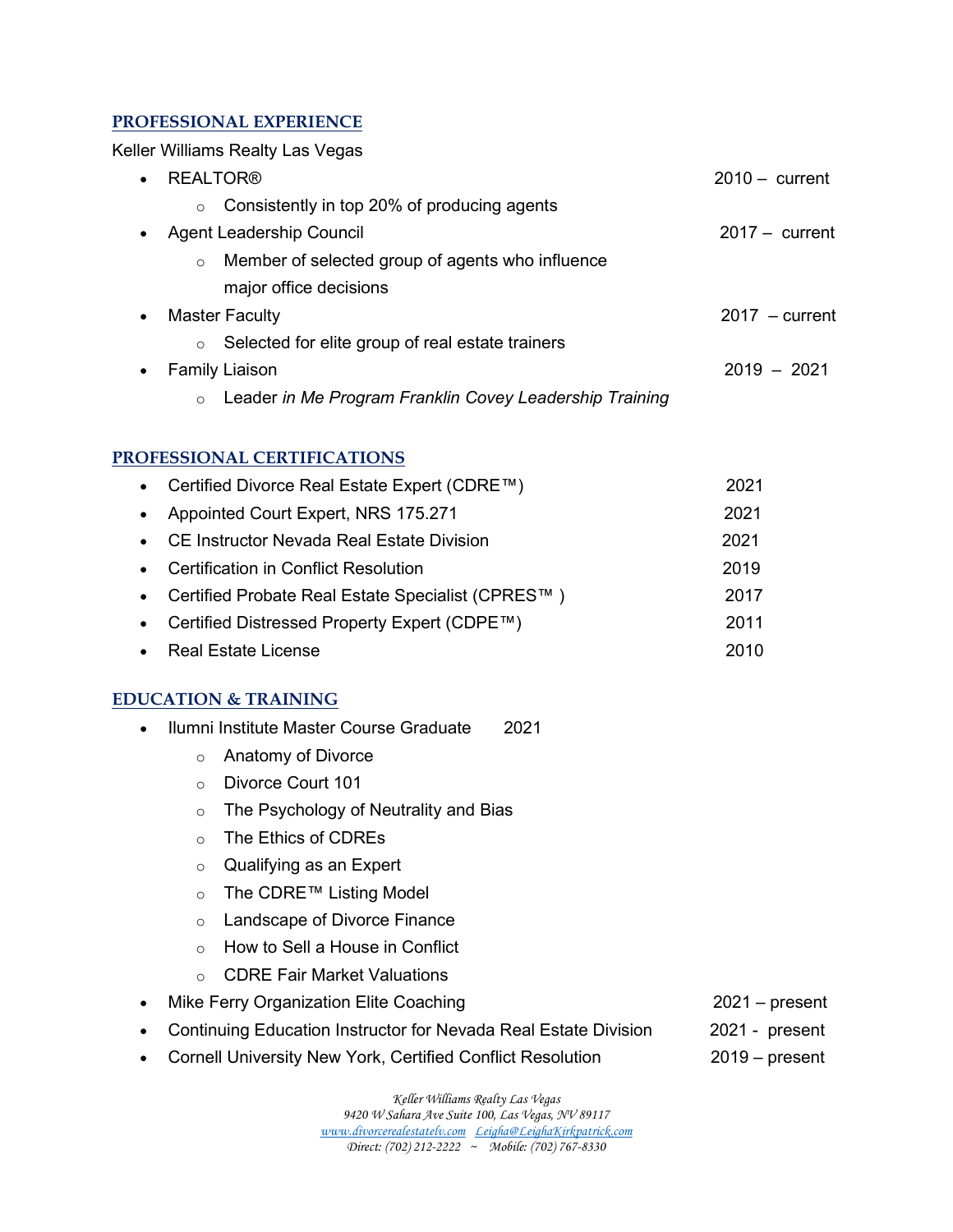## PROFESSIONAL EXPERIENCE

Keller Williams Realty Las Vegas

- REALTOR® — 2010 – current
  - Consistently in top 20% of producing agents
- Agent Leadership Council — 2017 – current
  - Member of selected group of agents who influence major office decisions
- Master Faculty — 2017 – current
  - Selected for elite group of real estate trainers
- Family Liaison — 2019 – 2021
  - Leader *in Me Program Franklin Covey Leadership Training*

## PROFESSIONAL CERTIFICATIONS

- Certified Divorce Real Estate Expert (CDRE™) — 2021
- Appointed Court Expert, NRS 175.271 — 2021
- CE Instructor Nevada Real Estate Division — 2021
- Certification in Conflict Resolution — 2019
- Certified Probate Real Estate Specialist (CPRES™ ) — 2017
- Certified Distressed Property Expert (CDPE™) — 2011
- Real Estate License — 2010

## EDUCATION & TRAINING

- Ilumni Institute Master Course Graduate — 2021
  - Anatomy of Divorce
  - Divorce Court 101
  - The Psychology of Neutrality and Bias
  - The Ethics of CDREs
  - Qualifying as an Expert
  - The CDRE™ Listing Model
  - Landscape of Divorce Finance
  - How to Sell a House in Conflict
  - CDRE Fair Market Valuations
- Mike Ferry Organization Elite Coaching — 2021 – present
- Continuing Education Instructor for Nevada Real Estate Division — 2021 - present
- Cornell University New York, Certified Conflict Resolution — 2019 – present

*Keller Williams Realty Las Vegas*
*9420 W Sahara Ave Suite 100, Las Vegas, NV 89117*
*www.divorcerealestatelv.com Leigha@LeighaKirkpatrick.com*
*Direct: (702) 212-2222 ~ Mobile: (702) 767-8330*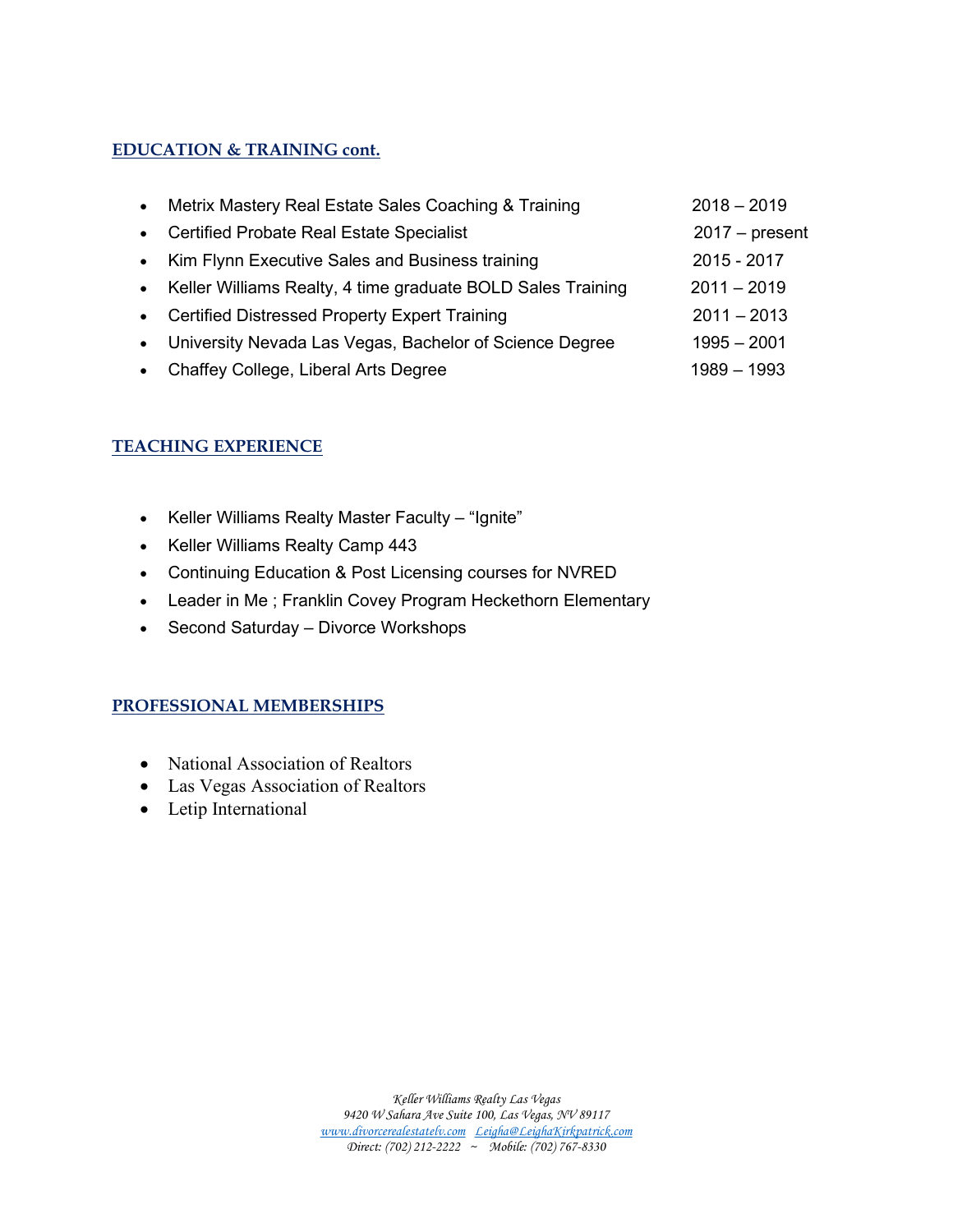## EDUCATION & TRAINING cont.

- Metrix Mastery Real Estate Sales Coaching & Training 2018 – 2019
- Certified Probate Real Estate Specialist 2017 – present
- Kim Flynn Executive Sales and Business training 2015 - 2017
- Keller Williams Realty, 4 time graduate BOLD Sales Training 2011 – 2019
- Certified Distressed Property Expert Training 2011 – 2013
- University Nevada Las Vegas, Bachelor of Science Degree 1995 – 2001
- Chaffey College, Liberal Arts Degree 1989 – 1993

## TEACHING EXPERIENCE

- Keller Williams Realty Master Faculty – "Ignite"
- Keller Williams Realty Camp 443
- Continuing Education & Post Licensing courses for NVRED
- Leader in Me ; Franklin Covey Program Heckethorn Elementary
- Second Saturday – Divorce Workshops

## PROFESSIONAL MEMBERSHIPS

- National Association of Realtors
- Las Vegas Association of Realtors
- Letip International

*Keller Williams Realty Las Vegas*
*9420 W Sahara Ave Suite 100, Las Vegas, NV 89117*
*www.divorcerealestatelv.com Leigha@LeighaKirkpatrick.com*
*Direct: (702) 212-2222 ~ Mobile: (702) 767-8330*